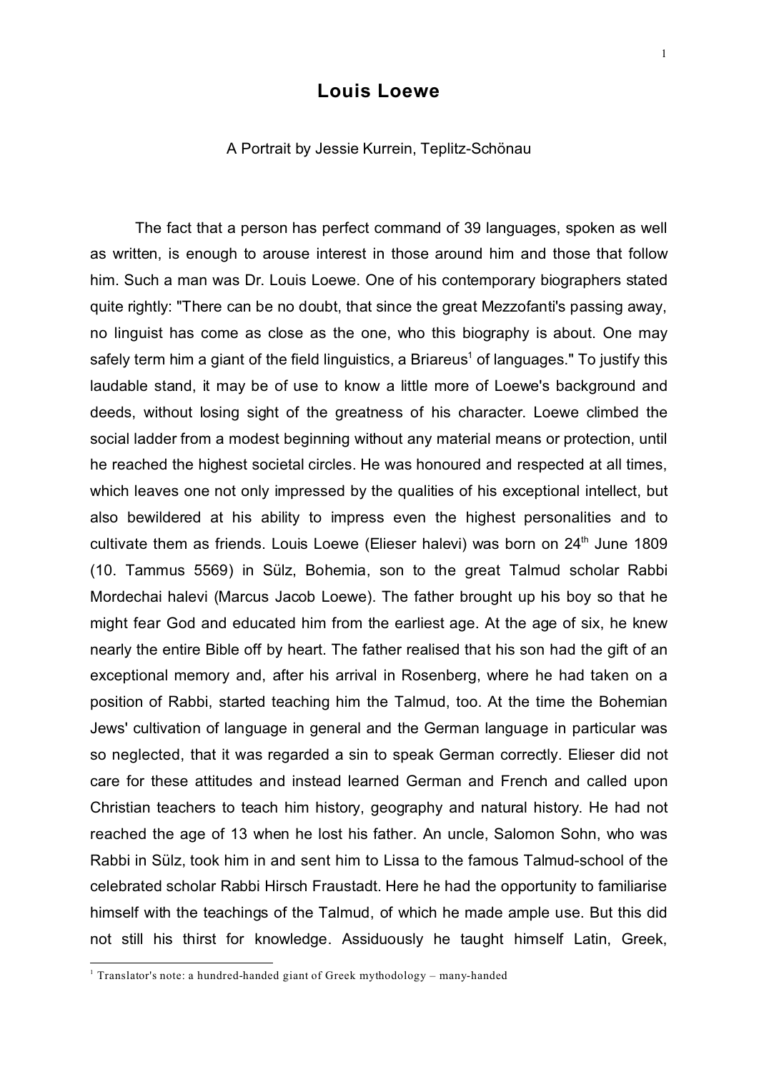# Louis Loewe

A Portrait by Jessie Kurrein, Teplitz-Schönau

The fact that a person has perfect command of 39 languages, spoken as well as written, is enough to arouse interest in those around him and those that follow him. Such a man was Dr. Louis Loewe. One of his contemporary biographers stated quite rightly: "There can be no doubt, that since the great Mezzofanti's passing away, no linguist has come as close as the one, who this biography is about. One may safely term him a giant of the field linguistics, a Briareus[1] of languages." To justify this laudable stand, it may be of use to know a little more of Loewe's background and deeds, without losing sight of the greatness of his character. Loewe climbed the social ladder from a modest beginning without any material means or protection, until he reached the highest societal circles. He was honoured and respected at all times, which leaves one not only impressed by the qualities of his exceptional intellect, but also bewildered at his ability to impress even the highest personalities and to cultivate them as friends. Louis Loewe (Elieser halevi) was born on 24th June 1809 (10. Tammus 5569) in Sülz, Bohemia, son to the great Talmud scholar Rabbi Mordechai halevi (Marcus Jacob Loewe). The father brought up his boy so that he might fear God and educated him from the earliest age. At the age of six, he knew nearly the entire Bible off by heart. The father realised that his son had the gift of an exceptional memory and, after his arrival in Rosenberg, where he had taken on a position of Rabbi, started teaching him the Talmud, too. At the time the Bohemian Jews' cultivation of language in general and the German language in particular was so neglected, that it was regarded a sin to speak German correctly. Elieser did not care for these attitudes and instead learned German and French and called upon Christian teachers to teach him history, geography and natural history. He had not reached the age of 13 when he lost his father. An uncle, Salomon Sohn, who was Rabbi in Sülz, took him in and sent him to Lissa to the famous Talmud-school of the celebrated scholar Rabbi Hirsch Fraustadt. Here he had the opportunity to familiarise himself with the teachings of the Talmud, of which he made ample use. But this did not still his thirst for knowledge. Assiduously he taught himself Latin, Greek,

[1] Translator's note: a hundred-handed giant of Greek mythodology – many-handed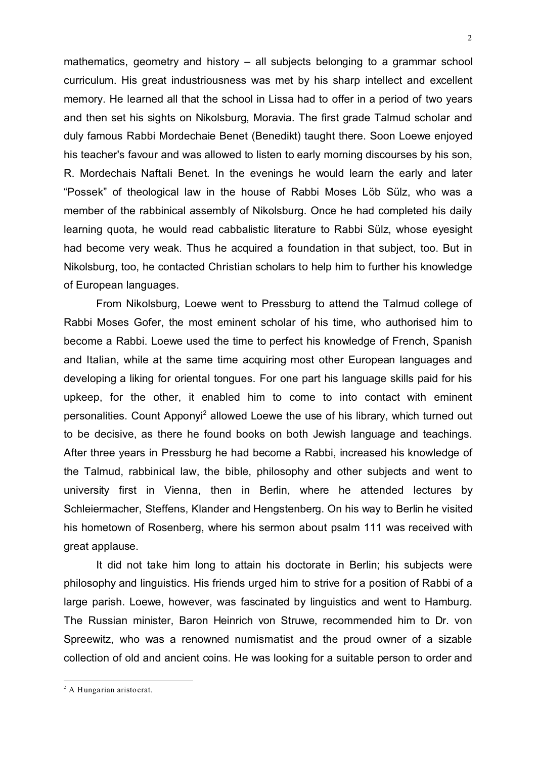mathematics, geometry and history – all subjects belonging to a grammar school curriculum. His great industriousness was met by his sharp intellect and excellent memory. He learned all that the school in Lissa had to offer in a period of two years and then set his sights on Nikolsburg, Moravia. The first grade Talmud scholar and duly famous Rabbi Mordechaie Benet (Benedikt) taught there. Soon Loewe enjoyed his teacher's favour and was allowed to listen to early morning discourses by his son, R. Mordechais Naftali Benet. In the evenings he would learn the early and later "Possek" of theological law in the house of Rabbi Moses Löb Sülz, who was a member of the rabbinical assembly of Nikolsburg. Once he had completed his daily learning quota, he would read cabbalistic literature to Rabbi Sülz, whose eyesight had become very weak. Thus he acquired a foundation in that subject, too. But in Nikolsburg, too, he contacted Christian scholars to help him to further his knowledge of European languages.

From Nikolsburg, Loewe went to Pressburg to attend the Talmud college of Rabbi Moses Gofer, the most eminent scholar of his time, who authorised him to become a Rabbi. Loewe used the time to perfect his knowledge of French, Spanish and Italian, while at the same time acquiring most other European languages and developing a liking for oriental tongues. For one part his language skills paid for his upkeep, for the other, it enabled him to come to into contact with eminent personalities. Count Apponyi[2] allowed Loewe the use of his library, which turned out to be decisive, as there he found books on both Jewish language and teachings. After three years in Pressburg he had become a Rabbi, increased his knowledge of the Talmud, rabbinical law, the bible, philosophy and other subjects and went to university first in Vienna, then in Berlin, where he attended lectures by Schleiermacher, Steffens, Klander and Hengstenberg. On his way to Berlin he visited his hometown of Rosenberg, where his sermon about psalm 111 was received with great applause.

It did not take him long to attain his doctorate in Berlin; his subjects were philosophy and linguistics. His friends urged him to strive for a position of Rabbi of a large parish. Loewe, however, was fascinated by linguistics and went to Hamburg. The Russian minister, Baron Heinrich von Struwe, recommended him to Dr. von Spreewitz, who was a renowned numismatist and the proud owner of a sizable collection of old and ancient coins. He was looking for a suitable person to order and

[2] A Hungarian aristocrat.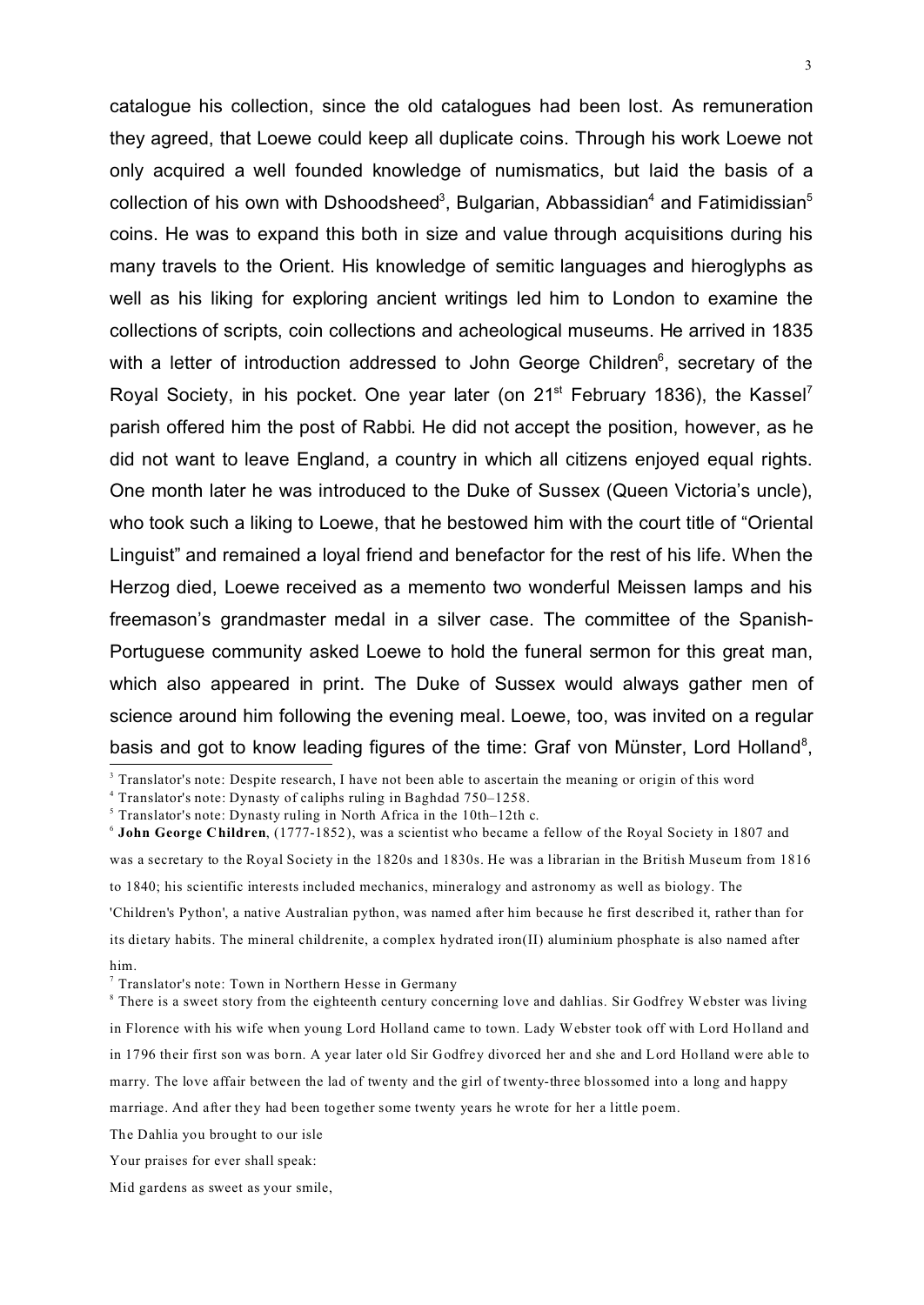catalogue his collection, since the old catalogues had been lost. As remuneration they agreed, that Loewe could keep all duplicate coins. Through his work Loewe not only acquired a well founded knowledge of numismatics, but laid the basis of a collection of his own with Dshoodsheed[3], Bulgarian, Abbassidian[4] and Fatimidissian[5] coins. He was to expand this both in size and value through acquisitions during his many travels to the Orient. His knowledge of semitic languages and hieroglyphs as well as his liking for exploring ancient writings led him to London to examine the collections of scripts, coin collections and acheological museums. He arrived in 1835 with a letter of introduction addressed to John George Children[6], secretary of the Royal Society, in his pocket. One year later (on 21st February 1836), the Kassel[7] parish offered him the post of Rabbi. He did not accept the position, however, as he did not want to leave England, a country in which all citizens enjoyed equal rights. One month later he was introduced to the Duke of Sussex (Queen Victoria's uncle), who took such a liking to Loewe, that he bestowed him with the court title of "Oriental Linguist" and remained a loyal friend and benefactor for the rest of his life. When the Herzog died, Loewe received as a memento two wonderful Meissen lamps and his freemason's grandmaster medal in a silver case. The committee of the Spanish-Portuguese community asked Loewe to hold the funeral sermon for this great man, which also appeared in print. The Duke of Sussex would always gather men of science around him following the evening meal. Loewe, too, was invited on a regular basis and got to know leading figures of the time: Graf von Münster, Lord Holland[8],

---

[3] Translator's note: Despite research, I have not been able to ascertain the meaning or origin of this word

[4] Translator's note: Dynasty of caliphs ruling in Baghdad 750–1258.

[5] Translator's note: Dynasty ruling in North Africa in the 10th–12th c.

[6] **John George Children**, (1777-1852), was a scientist who became a fellow of the Royal Society in 1807 and was a secretary to the Royal Society in the 1820s and 1830s. He was a librarian in the British Museum from 1816 to 1840; his scientific interests included mechanics, mineralogy and astronomy as well as biology. The 'Children's Python', a native Australian python, was named after him because he first described it, rather than for its dietary habits. The mineral childrenite, a complex hydrated iron(II) aluminium phosphate is also named after him.

[7] Translator's note: Town in Northern Hesse in Germany

[8] There is a sweet story from the eighteenth century concerning love and dahlias. Sir Godfrey Webster was living in Florence with his wife when young Lord Holland came to town. Lady Webster took off with Lord Holland and in 1796 their first son was born. A year later old Sir Godfrey divorced her and she and Lord Holland were able to marry. The love affair between the lad of twenty and the girl of twenty-three blossomed into a long and happy marriage. And after they had been together some twenty years he wrote for her a little poem.

The Dahlia you brought to our isle

Your praises for ever shall speak:

Mid gardens as sweet as your smile,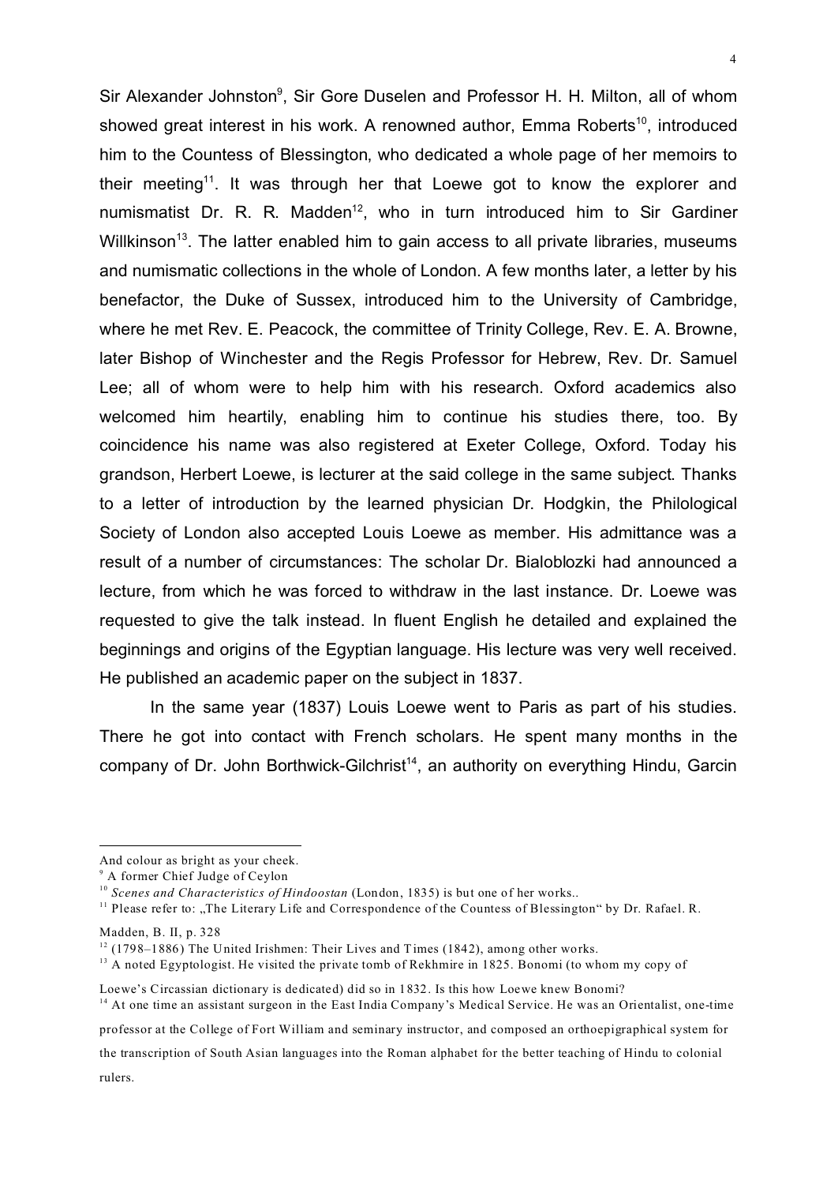Sir Alexander Johnston[9], Sir Gore Duselen and Professor H. H. Milton, all of whom showed great interest in his work. A renowned author, Emma Roberts[10], introduced him to the Countess of Blessington, who dedicated a whole page of her memoirs to their meeting[11]. It was through her that Loewe got to know the explorer and numismatist Dr. R. R. Madden[12], who in turn introduced him to Sir Gardiner Willkinson[13]. The latter enabled him to gain access to all private libraries, museums and numismatic collections in the whole of London. A few months later, a letter by his benefactor, the Duke of Sussex, introduced him to the University of Cambridge, where he met Rev. E. Peacock, the committee of Trinity College, Rev. E. A. Browne, later Bishop of Winchester and the Regis Professor for Hebrew, Rev. Dr. Samuel Lee; all of whom were to help him with his research. Oxford academics also welcomed him heartily, enabling him to continue his studies there, too. By coincidence his name was also registered at Exeter College, Oxford. Today his grandson, Herbert Loewe, is lecturer at the said college in the same subject. Thanks to a letter of introduction by the learned physician Dr. Hodgkin, the Philological Society of London also accepted Louis Loewe as member. His admittance was a result of a number of circumstances: The scholar Dr. Bialoblozki had announced a lecture, from which he was forced to withdraw in the last instance. Dr. Loewe was requested to give the talk instead. In fluent English he detailed and explained the beginnings and origins of the Egyptian language. His lecture was very well received. He published an academic paper on the subject in 1837.

In the same year (1837) Louis Loewe went to Paris as part of his studies. There he got into contact with French scholars. He spent many months in the company of Dr. John Borthwick-Gilchrist[14], an authority on everything Hindu, Garcin

---

And colour as bright as your cheek.

[9] A former Chief Judge of Ceylon

[10] *Scenes and Characteristics of Hindoostan* (London, 1835) is but one of her works..

[11] Please refer to: „The Literary Life and Correspondence of the Countess of Blessington" by Dr. Rafael. R. Madden, B. II, p. 328

[12] (1798–1886) The United Irishmen: Their Lives and Times (1842), among other works.

[13] A noted Egyptologist. He visited the private tomb of Rekhmire in 1825. Bonomi (to whom my copy of Loewe's Circassian dictionary is dedicated) did so in 1832. Is this how Loewe knew Bonomi?

[14] At one time an assistant surgeon in the East India Company's Medical Service. He was an Orientalist, one-time professor at the College of Fort William and seminary instructor, and composed an orthoepigraphical system for the transcription of South Asian languages into the Roman alphabet for the better teaching of Hindu to colonial rulers.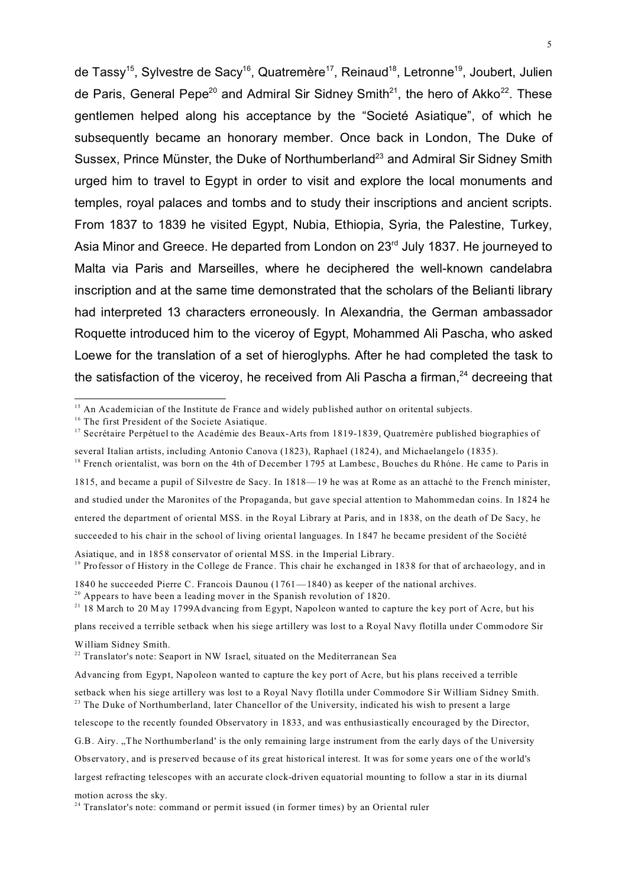de Tassy[15], Sylvestre de Sacy[16], Quatremère[17], Reinaud[18], Letronne[19], Joubert, Julien de Paris, General Pepe[20] and Admiral Sir Sidney Smith[21], the hero of Akko[22]. These gentlemen helped along his acceptance by the "Societé Asiatique", of which he subsequently became an honorary member. Once back in London, The Duke of Sussex, Prince Münster, the Duke of Northumberland[23] and Admiral Sir Sidney Smith urged him to travel to Egypt in order to visit and explore the local monuments and temples, royal palaces and tombs and to study their inscriptions and ancient scripts. From 1837 to 1839 he visited Egypt, Nubia, Ethiopia, Syria, the Palestine, Turkey, Asia Minor and Greece. He departed from London on 23rd July 1837. He journeyed to Malta via Paris and Marseilles, where he deciphered the well-known candelabra inscription and at the same time demonstrated that the scholars of the Belianti library had interpreted 13 characters erroneously. In Alexandria, the German ambassador Roquette introduced him to the viceroy of Egypt, Mohammed Ali Pascha, who asked Loewe for the translation of a set of hieroglyphs. After he had completed the task to the satisfaction of the viceroy, he received from Ali Pascha a firman,[24] decreeing that

---

[15] An Academician of the Institute de France and widely published author on oritental subjects.

[16] The first President of the Societe Asiatique.

[17] Secrétaire Perpétuel to the Académie des Beaux-Arts from 1819-1839, Quatremère published biographies of several Italian artists, including Antonio Canova (1823), Raphael (1824), and Michaelangelo (1835).

[18] French orientalist, was born on the 4th of December 1795 at Lambesc, Bouches du Rhóne. He came to Paris in 1815, and became a pupil of Silvestre de Sacy. In 1818—19 he was at Rome as an attaché to the French minister, and studied under the Maronites of the Propaganda, but gave special attention to Mahommedan coins. In 1824 he entered the department of oriental MSS. in the Royal Library at Paris, and in 1838, on the death of De Sacy, he succeeded to his chair in the school of living oriental languages. In 1847 he became president of the Société Asiatique, and in 1858 conservator of oriental MSS. in the Imperial Library.

[19] Professor of History in the College de France. This chair he exchanged in 1838 for that of archaeology, and in 1840 he succeeded Pierre C. Francois Daunou (1761—1840) as keeper of the national archives.

[20] Appears to have been a leading mover in the Spanish revolution of 1820.

[21] 18 March to 20 May 1799Advancing from Egypt, Napoleon wanted to capture the key port of Acre, but his plans received a terrible setback when his siege artillery was lost to a Royal Navy flotilla under Commodore Sir William Sidney Smith.

[22] Translator's note: Seaport in NW Israel, situated on the Mediterranean Sea

Advancing from Egypt, Napoleon wanted to capture the key port of Acre, but his plans received a terrible setback when his siege artillery was lost to a Royal Navy flotilla under Commodore Sir William Sidney Smith.

[23] The Duke of Northumberland, later Chancellor of the University, indicated his wish to present a large telescope to the recently founded Observatory in 1833, and was enthusiastically encouraged by the Director, G.B. Airy. „The Northumberland' is the only remaining large instrument from the early days of the University Observatory, and is preserved because of its great historical interest. It was for some years one of the world's largest refracting telescopes with an accurate clock-driven equatorial mounting to follow a star in its diurnal motion across the sky.

[24] Translator's note: command or permit issued (in former times) by an Oriental ruler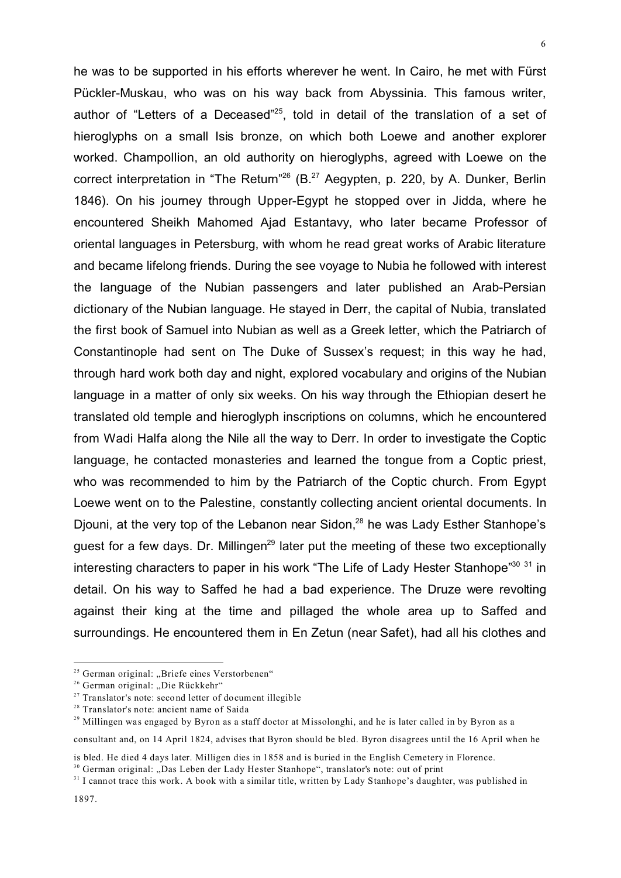he was to be supported in his efforts wherever he went. In Cairo, he met with Fürst Pückler-Muskau, who was on his way back from Abyssinia. This famous writer, author of "Letters of a Deceased"[25], told in detail of the translation of a set of hieroglyphs on a small Isis bronze, on which both Loewe and another explorer worked. Champollion, an old authority on hieroglyphs, agreed with Loewe on the correct interpretation in "The Return"[26] (B.[27] Aegypten, p. 220, by A. Dunker, Berlin 1846). On his journey through Upper-Egypt he stopped over in Jidda, where he encountered Sheikh Mahomed Ajad Estantavy, who later became Professor of oriental languages in Petersburg, with whom he read great works of Arabic literature and became lifelong friends. During the see voyage to Nubia he followed with interest the language of the Nubian passengers and later published an Arab-Persian dictionary of the Nubian language. He stayed in Derr, the capital of Nubia, translated the first book of Samuel into Nubian as well as a Greek letter, which the Patriarch of Constantinople had sent on The Duke of Sussex's request; in this way he had, through hard work both day and night, explored vocabulary and origins of the Nubian language in a matter of only six weeks. On his way through the Ethiopian desert he translated old temple and hieroglyph inscriptions on columns, which he encountered from Wadi Halfa along the Nile all the way to Derr. In order to investigate the Coptic language, he contacted monasteries and learned the tongue from a Coptic priest, who was recommended to him by the Patriarch of the Coptic church. From Egypt Loewe went on to the Palestine, constantly collecting ancient oriental documents. In Djouni, at the very top of the Lebanon near Sidon,[28] he was Lady Esther Stanhope's guest for a few days. Dr. Millingen[29] later put the meeting of these two exceptionally interesting characters to paper in his work "The Life of Lady Hester Stanhope"[30] [31] in detail. On his way to Saffed he had a bad experience. The Druze were revolting against their king at the time and pillaged the whole area up to Saffed and surroundings. He encountered them in En Zetun (near Safet), had all his clothes and

---

[25] German original: „Briefe eines Verstorbenen"

[26] German original: „Die Rückkehr"

[27] Translator's note: second letter of document illegible

[28] Translator's note: ancient name of Saida

[29] Millingen was engaged by Byron as a staff doctor at Missolonghi, and he is later called in by Byron as a consultant and, on 14 April 1824, advises that Byron should be bled. Byron disagrees until the 16 April when he is bled. He died 4 days later. Milligen dies in 1858 and is buried in the English Cemetery in Florence.

[30] German original: „Das Leben der Lady Hester Stanhope", translator's note: out of print

[31] I cannot trace this work. A book with a similar title, written by Lady Stanhope's daughter, was published in 1897.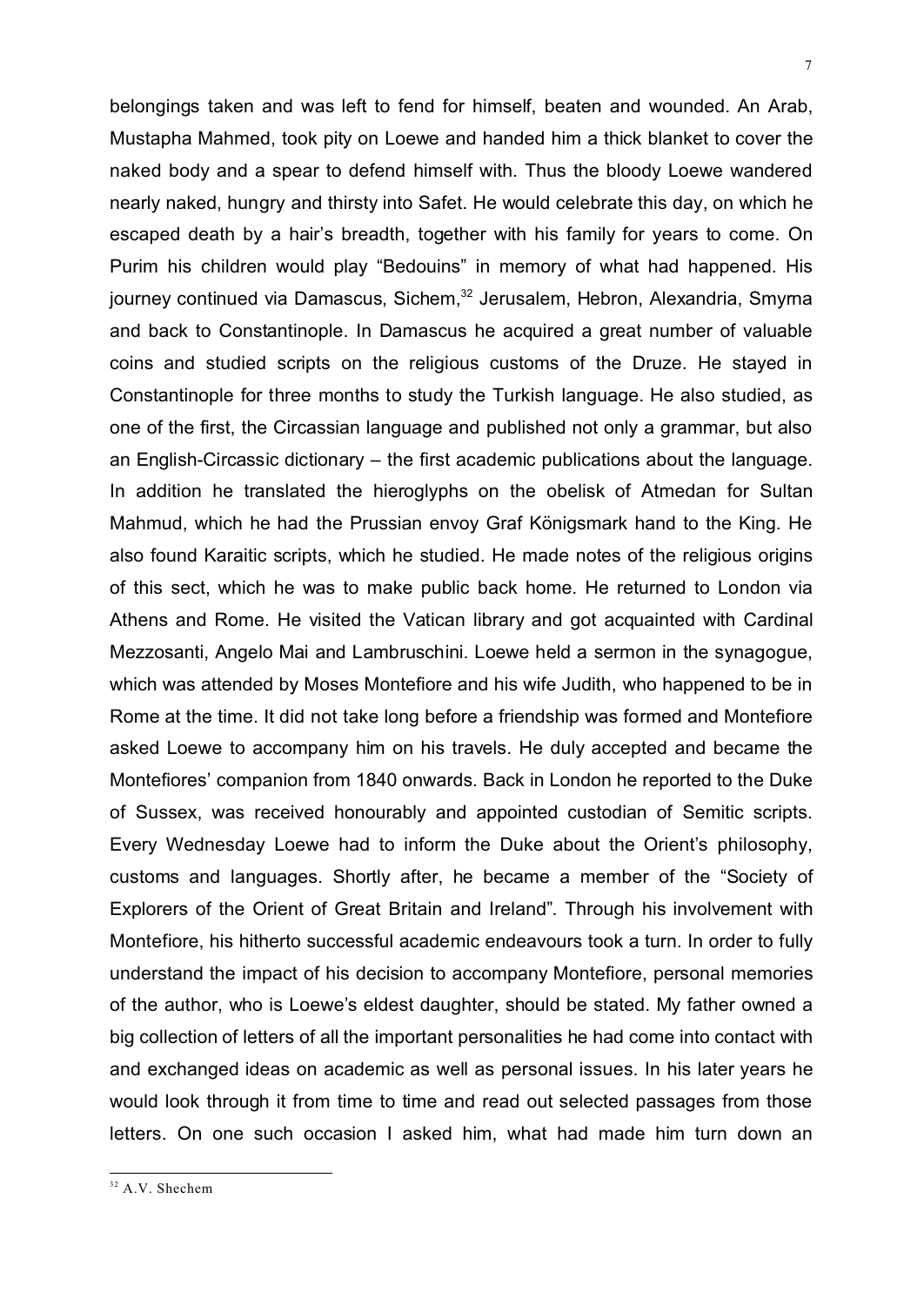belongings taken and was left to fend for himself, beaten and wounded. An Arab, Mustapha Mahmed, took pity on Loewe and handed him a thick blanket to cover the naked body and a spear to defend himself with. Thus the bloody Loewe wandered nearly naked, hungry and thirsty into Safet. He would celebrate this day, on which he escaped death by a hair's breadth, together with his family for years to come. On Purim his children would play "Bedouins" in memory of what had happened. His journey continued via Damascus, Sichem,[32] Jerusalem, Hebron, Alexandria, Smyrna and back to Constantinople. In Damascus he acquired a great number of valuable coins and studied scripts on the religious customs of the Druze. He stayed in Constantinople for three months to study the Turkish language. He also studied, as one of the first, the Circassian language and published not only a grammar, but also an English-Circassic dictionary – the first academic publications about the language. In addition he translated the hieroglyphs on the obelisk of Atmedan for Sultan Mahmud, which he had the Prussian envoy Graf Königsmark hand to the King. He also found Karaitic scripts, which he studied. He made notes of the religious origins of this sect, which he was to make public back home. He returned to London via Athens and Rome. He visited the Vatican library and got acquainted with Cardinal Mezzosanti, Angelo Mai and Lambruschini. Loewe held a sermon in the synagogue, which was attended by Moses Montefiore and his wife Judith, who happened to be in Rome at the time. It did not take long before a friendship was formed and Montefiore asked Loewe to accompany him on his travels. He duly accepted and became the Montefiores' companion from 1840 onwards. Back in London he reported to the Duke of Sussex, was received honourably and appointed custodian of Semitic scripts. Every Wednesday Loewe had to inform the Duke about the Orient's philosophy, customs and languages. Shortly after, he became a member of the "Society of Explorers of the Orient of Great Britain and Ireland". Through his involvement with Montefiore, his hitherto successful academic endeavours took a turn. In order to fully understand the impact of his decision to accompany Montefiore, personal memories of the author, who is Loewe's eldest daughter, should be stated. My father owned a big collection of letters of all the important personalities he had come into contact with and exchanged ideas on academic as well as personal issues. In his later years he would look through it from time to time and read out selected passages from those letters. On one such occasion I asked him, what had made him turn down an

---

[32] A.V. Shechem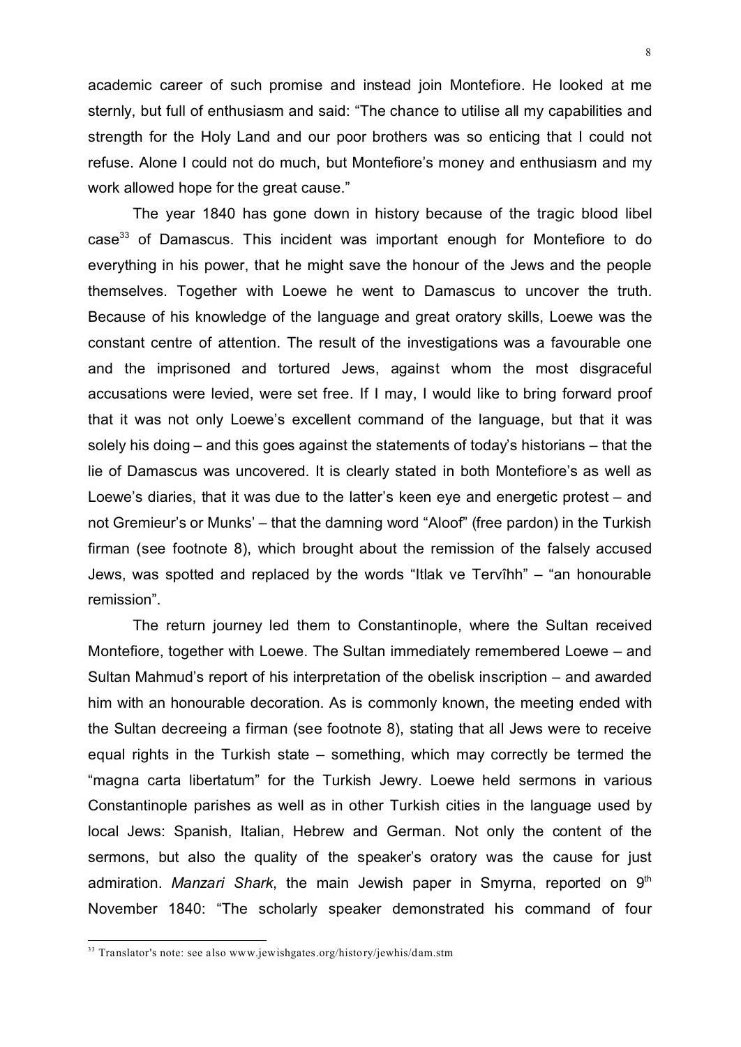academic career of such promise and instead join Montefiore. He looked at me sternly, but full of enthusiasm and said: "The chance to utilise all my capabilities and strength for the Holy Land and our poor brothers was so enticing that I could not refuse. Alone I could not do much, but Montefiore's money and enthusiasm and my work allowed hope for the great cause."

The year 1840 has gone down in history because of the tragic blood libel case[33] of Damascus. This incident was important enough for Montefiore to do everything in his power, that he might save the honour of the Jews and the people themselves. Together with Loewe he went to Damascus to uncover the truth. Because of his knowledge of the language and great oratory skills, Loewe was the constant centre of attention. The result of the investigations was a favourable one and the imprisoned and tortured Jews, against whom the most disgraceful accusations were levied, were set free. If I may, I would like to bring forward proof that it was not only Loewe's excellent command of the language, but that it was solely his doing – and this goes against the statements of today's historians – that the lie of Damascus was uncovered. It is clearly stated in both Montefiore's as well as Loewe's diaries, that it was due to the latter's keen eye and energetic protest – and not Gremieur's or Munks' – that the damning word "Aloof" (free pardon) in the Turkish firman (see footnote 8), which brought about the remission of the falsely accused Jews, was spotted and replaced by the words "Itlak ve Tervîhh" – "an honourable remission".

The return journey led them to Constantinople, where the Sultan received Montefiore, together with Loewe. The Sultan immediately remembered Loewe – and Sultan Mahmud's report of his interpretation of the obelisk inscription – and awarded him with an honourable decoration. As is commonly known, the meeting ended with the Sultan decreeing a firman (see footnote 8), stating that all Jews were to receive equal rights in the Turkish state – something, which may correctly be termed the "magna carta libertatum" for the Turkish Jewry. Loewe held sermons in various Constantinople parishes as well as in other Turkish cities in the language used by local Jews: Spanish, Italian, Hebrew and German. Not only the content of the sermons, but also the quality of the speaker's oratory was the cause for just admiration. *Manzari Shark*, the main Jewish paper in Smyrna, reported on 9th November 1840: "The scholarly speaker demonstrated his command of four

---

[33] Translator's note: see also www.jewishgates.org/history/jewhis/dam.stm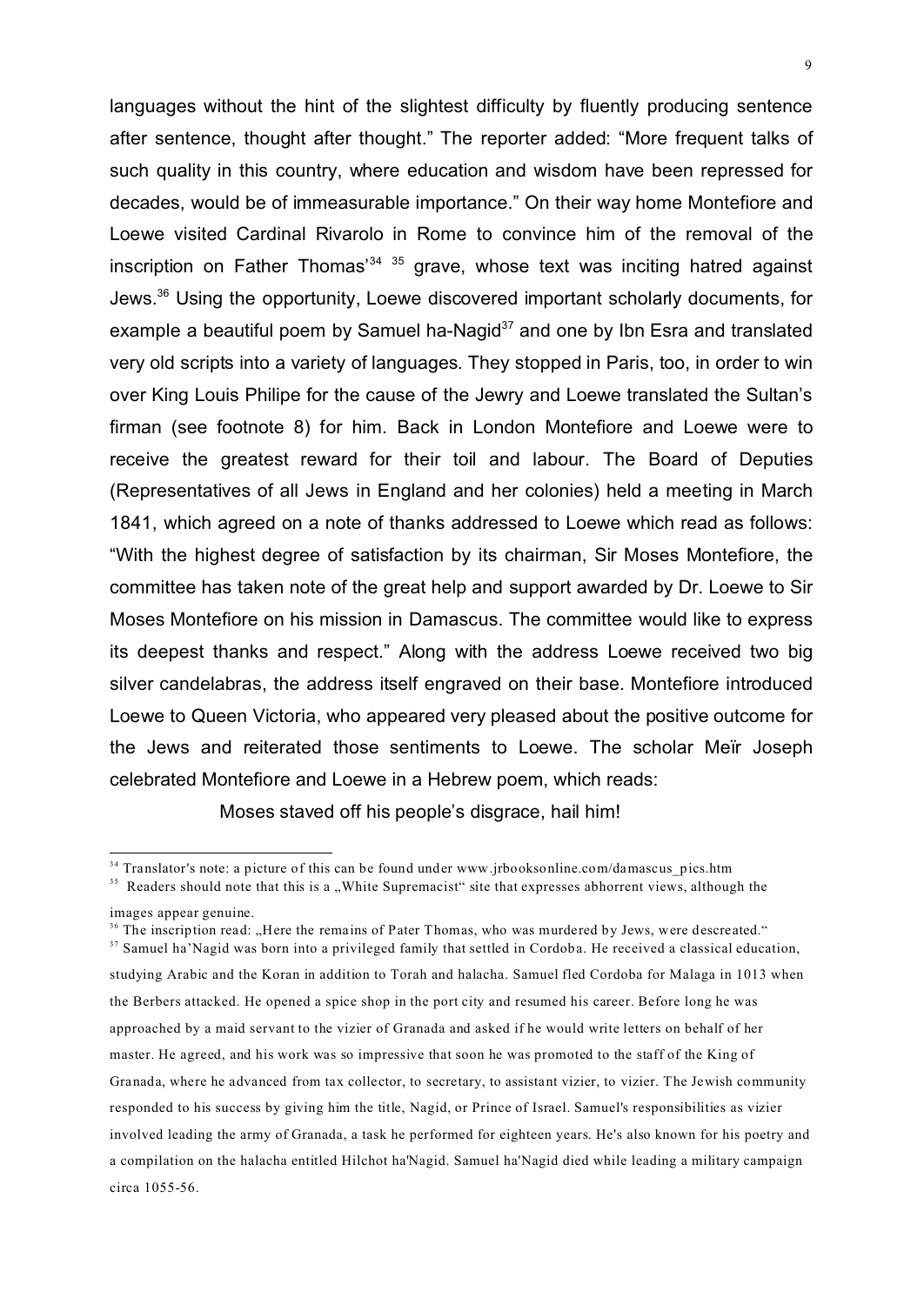languages without the hint of the slightest difficulty by fluently producing sentence after sentence, thought after thought." The reporter added: "More frequent talks of such quality in this country, where education and wisdom have been repressed for decades, would be of immeasurable importance." On their way home Montefiore and Loewe visited Cardinal Rivarolo in Rome to convince him of the removal of the inscription on Father Thomas'[34] [35] grave, whose text was inciting hatred against Jews.[36] Using the opportunity, Loewe discovered important scholarly documents, for example a beautiful poem by Samuel ha-Nagid[37] and one by Ibn Esra and translated very old scripts into a variety of languages. They stopped in Paris, too, in order to win over King Louis Philipe for the cause of the Jewry and Loewe translated the Sultan's firman (see footnote 8) for him. Back in London Montefiore and Loewe were to receive the greatest reward for their toil and labour. The Board of Deputies (Representatives of all Jews in England and her colonies) held a meeting in March 1841, which agreed on a note of thanks addressed to Loewe which read as follows: "With the highest degree of satisfaction by its chairman, Sir Moses Montefiore, the committee has taken note of the great help and support awarded by Dr. Loewe to Sir Moses Montefiore on his mission in Damascus. The committee would like to express its deepest thanks and respect." Along with the address Loewe received two big silver candelabras, the address itself engraved on their base. Montefiore introduced Loewe to Queen Victoria, who appeared very pleased about the positive outcome for the Jews and reiterated those sentiments to Loewe. The scholar Meïr Joseph celebrated Montefiore and Loewe in a Hebrew poem, which reads:

> Moses staved off his people's disgrace, hail him!

---

[34] Translator's note: a picture of this can be found under www.jrbooksonline.com/damascus_pics.htm

[35] Readers should note that this is a „White Supremacist" site that expresses abhorrent views, although the images appear genuine.

[36] The inscription read: „Here the remains of Pater Thomas, who was murdered by Jews, were descreated."

[37] Samuel ha'Nagid was born into a privileged family that settled in Cordoba. He received a classical education, studying Arabic and the Koran in addition to Torah and halacha. Samuel fled Cordoba for Malaga in 1013 when the Berbers attacked. He opened a spice shop in the port city and resumed his career. Before long he was approached by a maid servant to the vizier of Granada and asked if he would write letters on behalf of her master. He agreed, and his work was so impressive that soon he was promoted to the staff of the King of Granada, where he advanced from tax collector, to secretary, to assistant vizier, to vizier. The Jewish community responded to his success by giving him the title, Nagid, or Prince of Israel. Samuel's responsibilities as vizier involved leading the army of Granada, a task he performed for eighteen years. He's also known for his poetry and a compilation on the halacha entitled Hilchot ha'Nagid. Samuel ha'Nagid died while leading a military campaign circa 1055-56.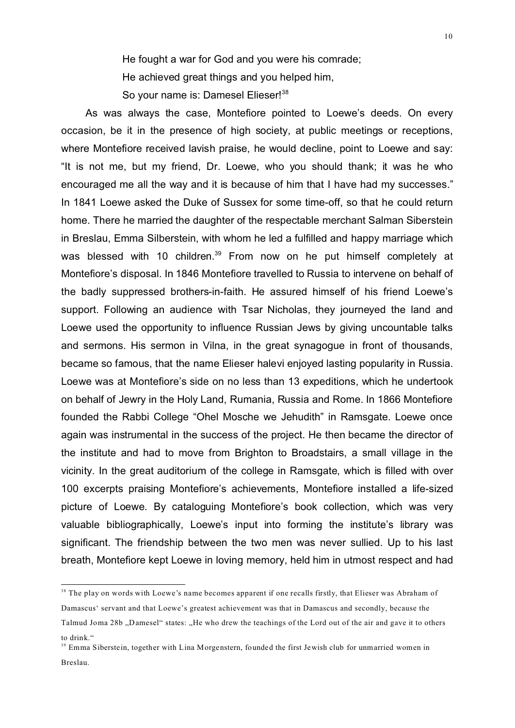He fought a war for God and you were his comrade;
He achieved great things and you helped him,
So your name is: Damesel Elieser![38]

As was always the case, Montefiore pointed to Loewe's deeds. On every occasion, be it in the presence of high society, at public meetings or receptions, where Montefiore received lavish praise, he would decline, point to Loewe and say: "It is not me, but my friend, Dr. Loewe, who you should thank; it was he who encouraged me all the way and it is because of him that I have had my successes." In 1841 Loewe asked the Duke of Sussex for some time-off, so that he could return home. There he married the daughter of the respectable merchant Salman Siberstein in Breslau, Emma Silberstein, with whom he led a fulfilled and happy marriage which was blessed with 10 children.[39] From now on he put himself completely at Montefiore's disposal. In 1846 Montefiore travelled to Russia to intervene on behalf of the badly suppressed brothers-in-faith. He assured himself of his friend Loewe's support. Following an audience with Tsar Nicholas, they journeyed the land and Loewe used the opportunity to influence Russian Jews by giving uncountable talks and sermons. His sermon in Vilna, in the great synagogue in front of thousands, became so famous, that the name Elieser halevi enjoyed lasting popularity in Russia. Loewe was at Montefiore's side on no less than 13 expeditions, which he undertook on behalf of Jewry in the Holy Land, Rumania, Russia and Rome. In 1866 Montefiore founded the Rabbi College "Ohel Mosche we Jehudith" in Ramsgate. Loewe once again was instrumental in the success of the project. He then became the director of the institute and had to move from Brighton to Broadstairs, a small village in the vicinity. In the great auditorium of the college in Ramsgate, which is filled with over 100 excerpts praising Montefiore's achievements, Montefiore installed a life-sized picture of Loewe. By cataloguing Montefiore's book collection, which was very valuable bibliographically, Loewe's input into forming the institute's library was significant. The friendship between the two men was never sullied. Up to his last breath, Montefiore kept Loewe in loving memory, held him in utmost respect and had

---

[38] The play on words with Loewe's name becomes apparent if one recalls firstly, that Elieser was Abraham of Damascus' servant and that Loewe's greatest achievement was that in Damascus and secondly, because the Talmud Joma 28b „Damesel" states: „He who drew the teachings of the Lord out of the air and gave it to others to drink."

[39] Emma Siberstein, together with Lina Morgenstern, founded the first Jewish club for unmarried women in Breslau.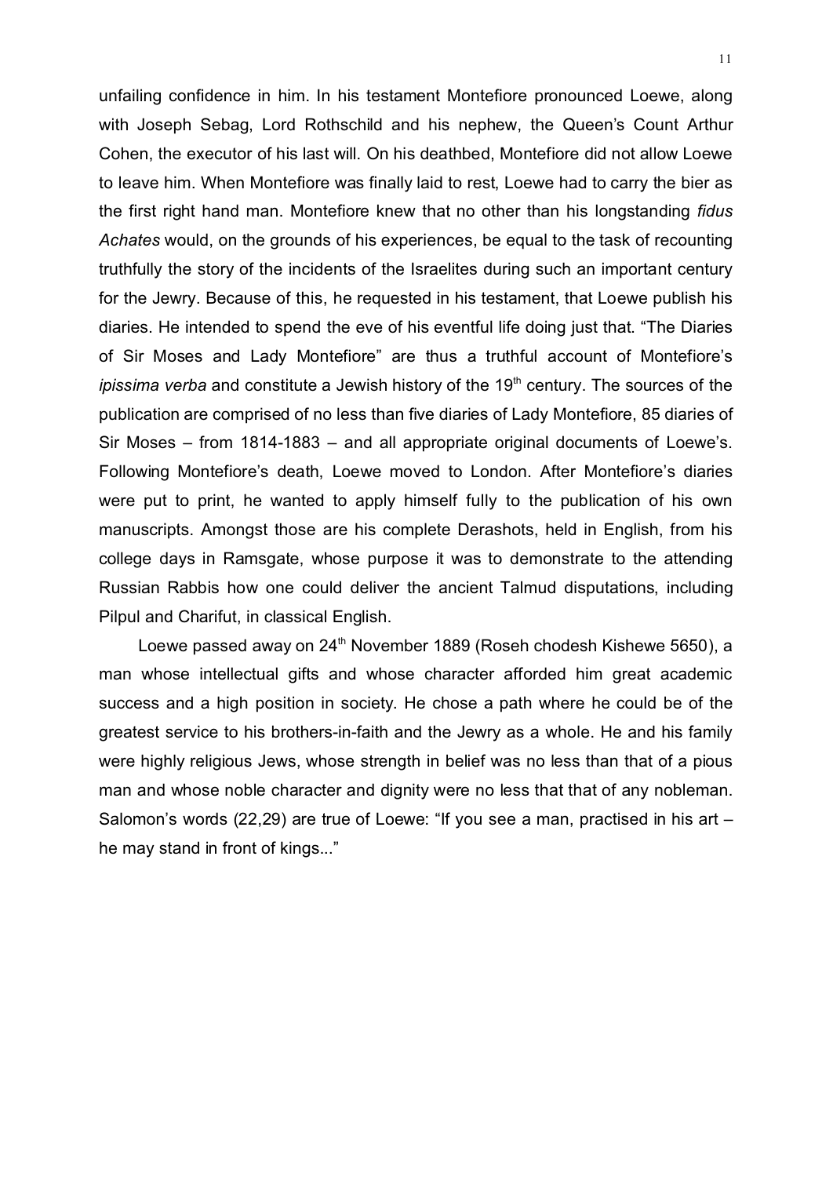unfailing confidence in him. In his testament Montefiore pronounced Loewe, along with Joseph Sebag, Lord Rothschild and his nephew, the Queen's Count Arthur Cohen, the executor of his last will. On his deathbed, Montefiore did not allow Loewe to leave him. When Montefiore was finally laid to rest, Loewe had to carry the bier as the first right hand man. Montefiore knew that no other than his longstanding *fidus Achates* would, on the grounds of his experiences, be equal to the task of recounting truthfully the story of the incidents of the Israelites during such an important century for the Jewry. Because of this, he requested in his testament, that Loewe publish his diaries. He intended to spend the eve of his eventful life doing just that. "The Diaries of Sir Moses and Lady Montefiore" are thus a truthful account of Montefiore's *ipissima verba* and constitute a Jewish history of the 19th century. The sources of the publication are comprised of no less than five diaries of Lady Montefiore, 85 diaries of Sir Moses – from 1814-1883 – and all appropriate original documents of Loewe's. Following Montefiore's death, Loewe moved to London. After Montefiore's diaries were put to print, he wanted to apply himself fully to the publication of his own manuscripts. Amongst those are his complete Derashots, held in English, from his college days in Ramsgate, whose purpose it was to demonstrate to the attending Russian Rabbis how one could deliver the ancient Talmud disputations, including Pilpul and Charifut, in classical English.

Loewe passed away on 24th November 1889 (Roseh chodesh Kishewe 5650), a man whose intellectual gifts and whose character afforded him great academic success and a high position in society. He chose a path where he could be of the greatest service to his brothers-in-faith and the Jewry as a whole. He and his family were highly religious Jews, whose strength in belief was no less than that of a pious man and whose noble character and dignity were no less that that of any nobleman. Salomon's words (22,29) are true of Loewe: "If you see a man, practised in his art – he may stand in front of kings..."